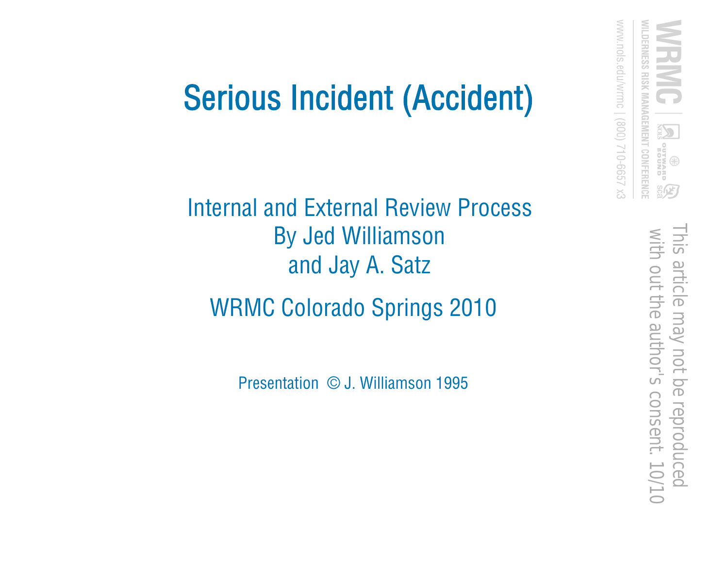# Serious Incident (Accident)

Internal and External Review Process
By Jed Williamson
and Jay A. Satz

WRMC Colorado Springs 2010

Presentation © J. Williamson 1995

WRMC | WILDERNESS RISK MANAGEMENT CONFERENCE
www.nols.edu/wrmc | (800) 710-6657 x3

This article may not be reproduced with out the author's consent. 10/10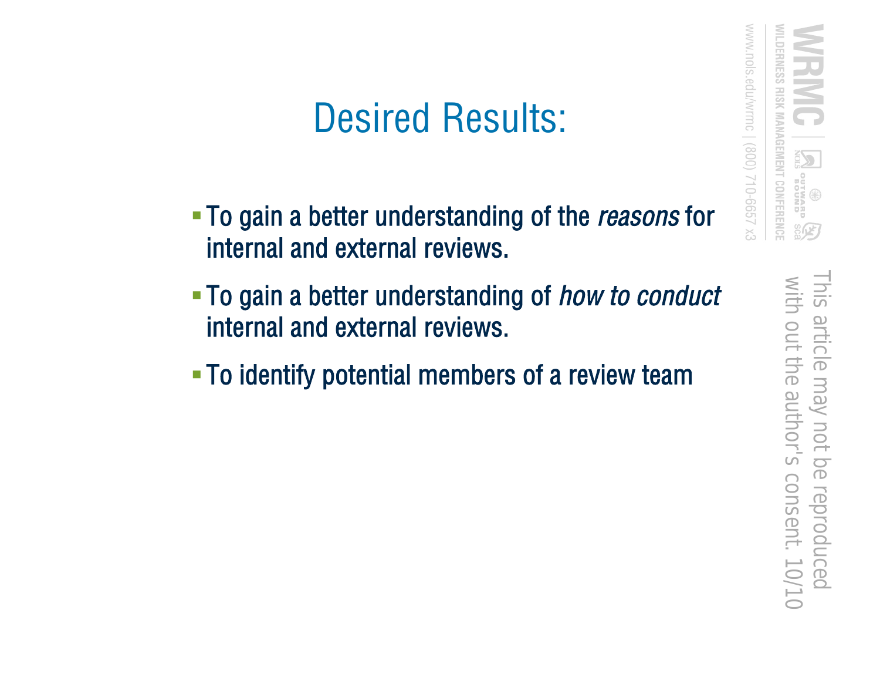# Desired Results:

- To gain a better understanding of the *reasons* for internal and external reviews.
- To gain a better understanding of *how to conduct* internal and external reviews.
- To identify potential members of a review team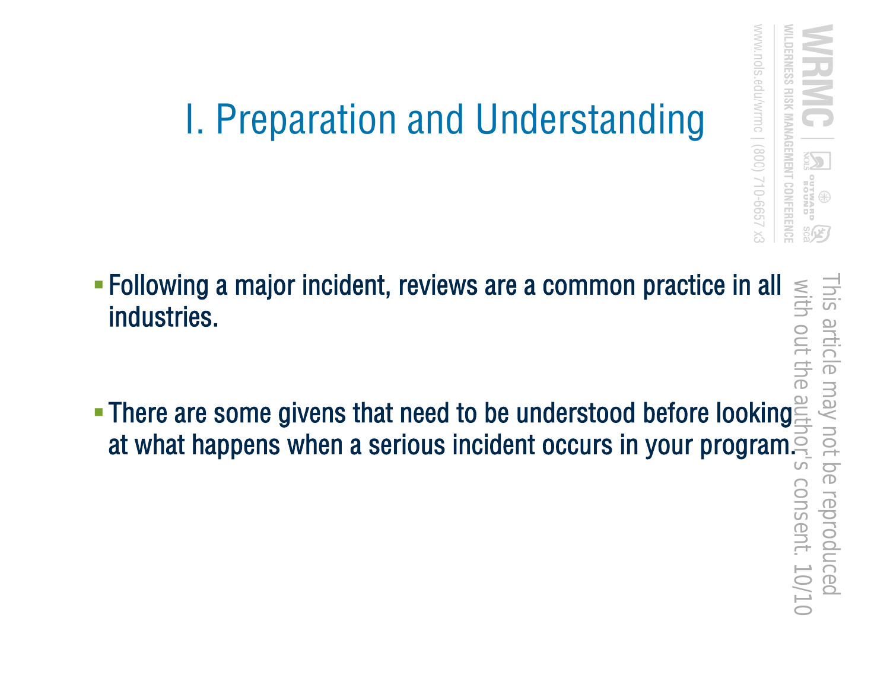# I. Preparation and Understanding

- Following a major incident, reviews are a common practice in all industries.
- There are some givens that need to be understood before looking at what happens when a serious incident occurs in your program.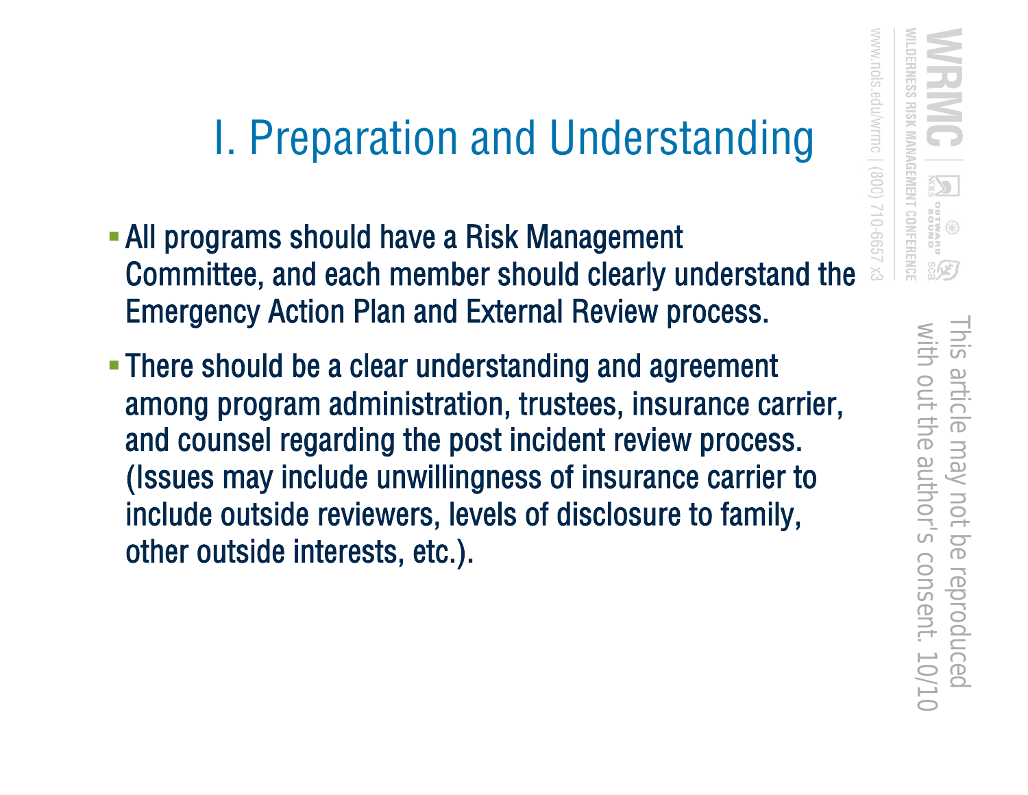# I. Preparation and Understanding

- All programs should have a Risk Management Committee, and each member should clearly understand the Emergency Action Plan and External Review process.
- There should be a clear understanding and agreement among program administration, trustees, insurance carrier, and counsel regarding the post incident review process. (Issues may include unwillingness of insurance carrier to include outside reviewers, levels of disclosure to family, other outside interests, etc.).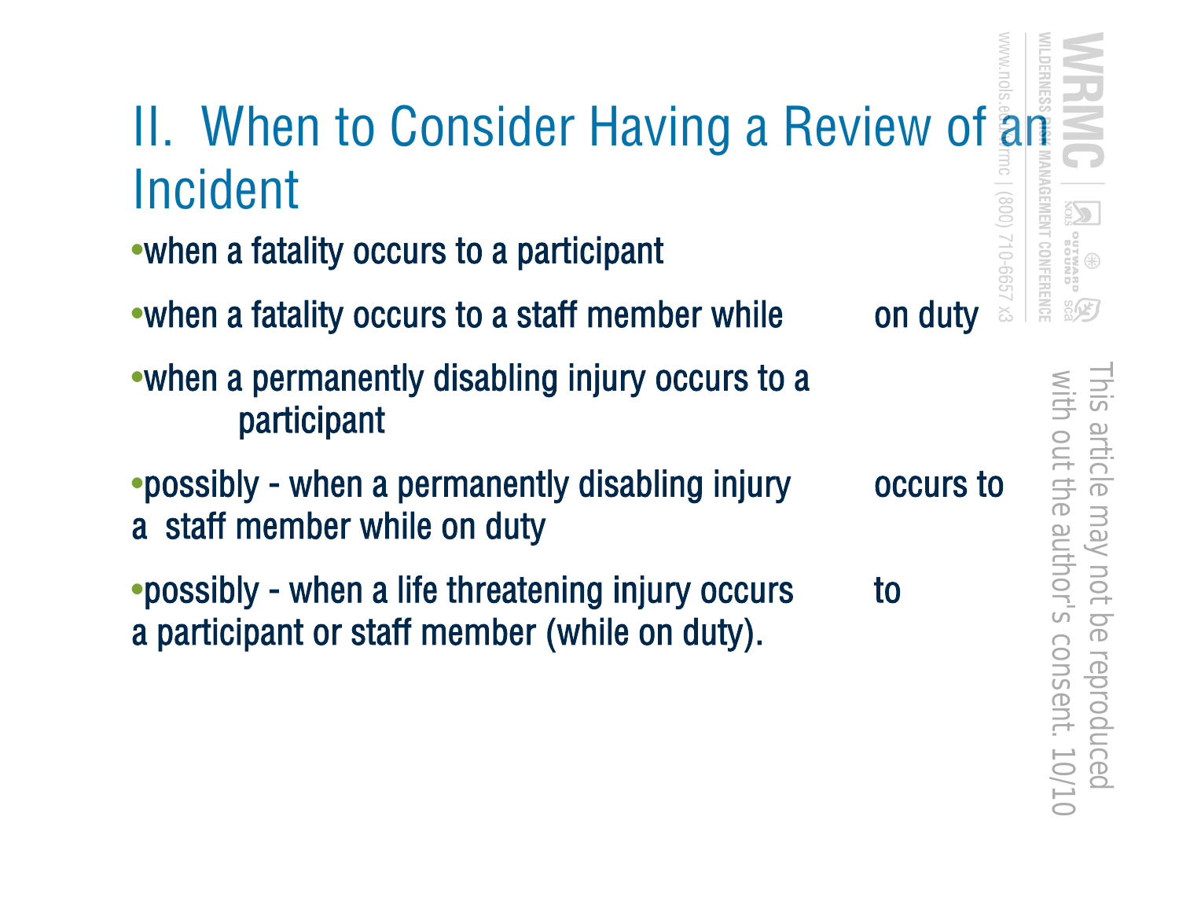# II. When to Consider Having a Review of an Incident

- when a fatality occurs to a participant
- when a fatality occurs to a staff member while on duty
- when a permanently disabling injury occurs to a participant
- possibly - when a permanently disabling injury occurs to a staff member while on duty
- possibly - when a life threatening injury occurs to a participant or staff member (while on duty).

This article may not be reproduced with out the author's consent. 10/10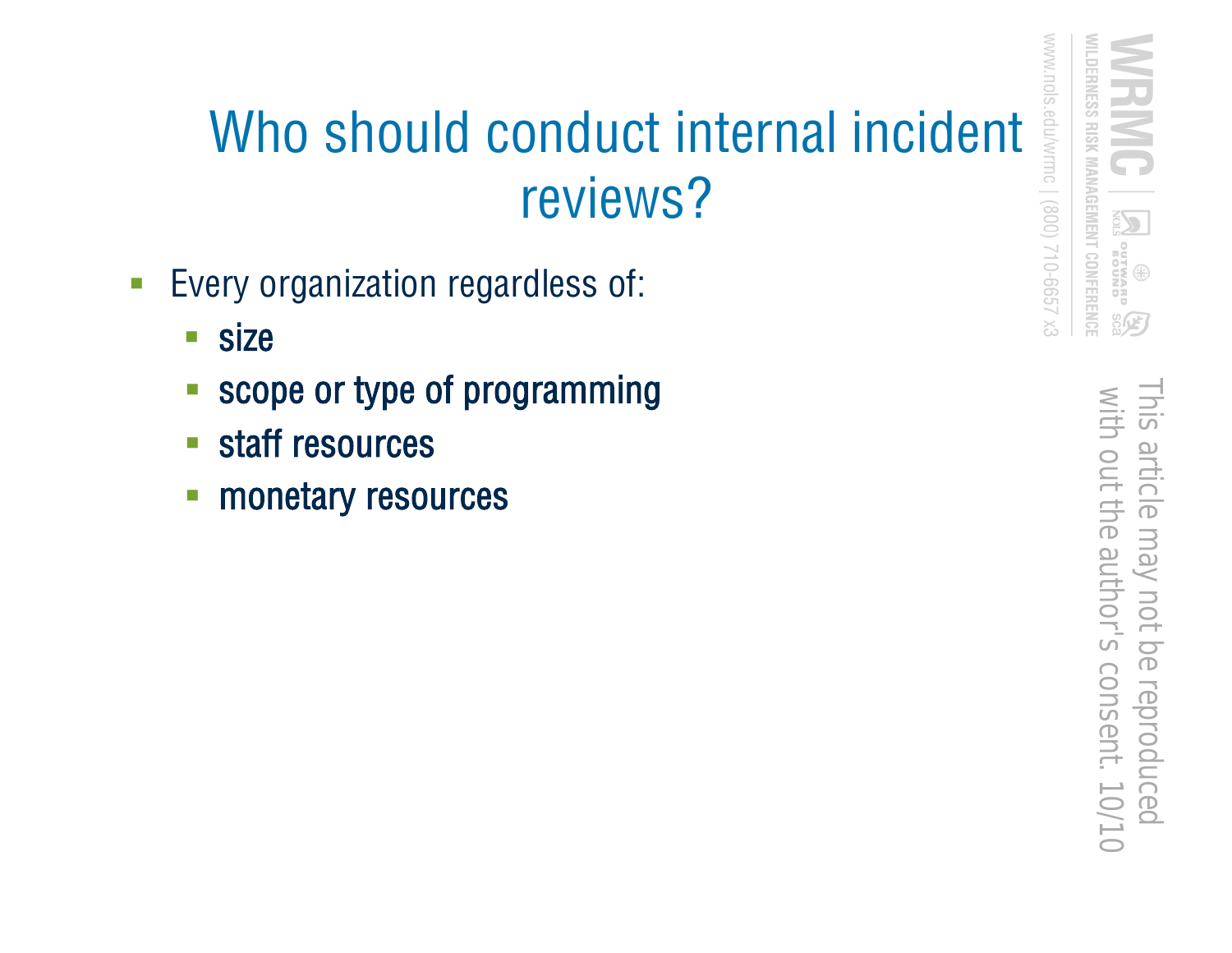# Who should conduct internal incident reviews?

- Every organization regardless of:
  - size
  - scope or type of programming
  - staff resources
  - monetary resources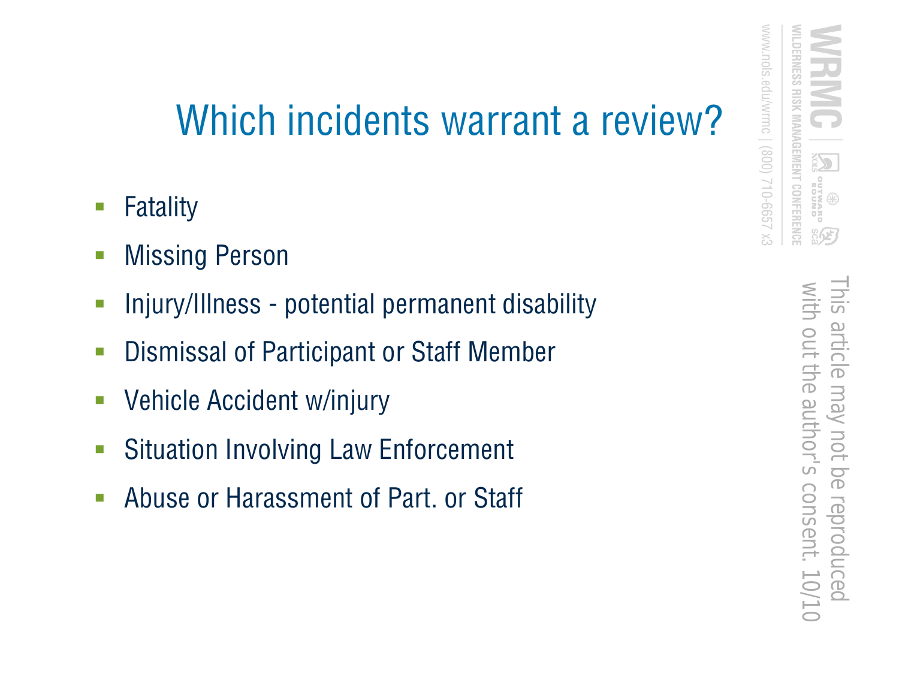# Which incidents warrant a review?

- Fatality
- Missing Person
- Injury/Illness - potential permanent disability
- Dismissal of Participant or Staff Member
- Vehicle Accident w/injury
- Situation Involving Law Enforcement
- Abuse or Harassment of Part. or Staff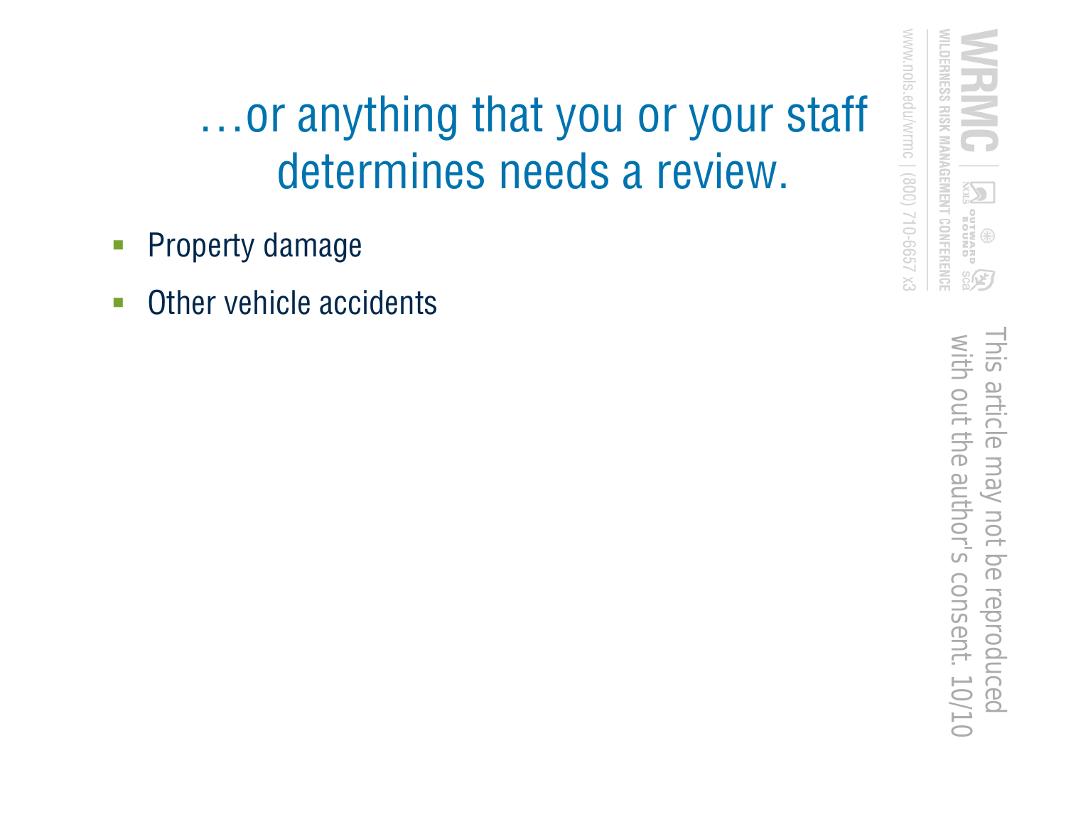# …or anything that you or your staff determines needs a review.

- Property damage
- Other vehicle accidents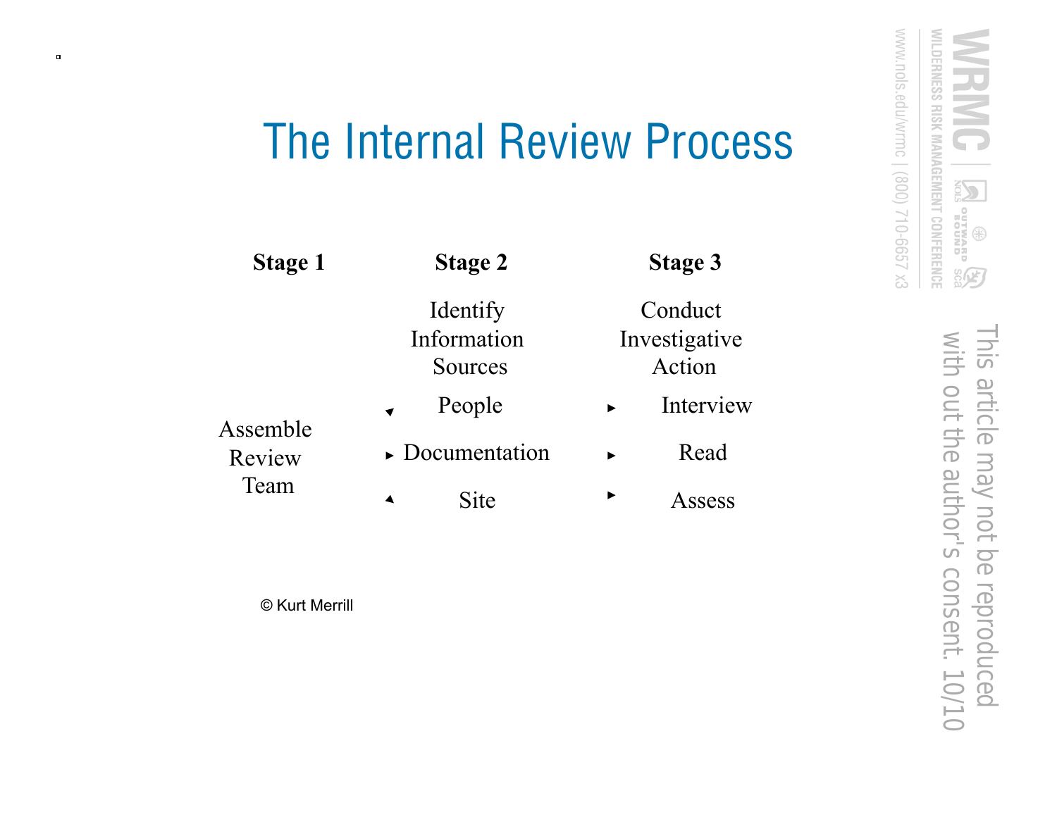# The Internal Review Process

| Stage 1 | Stage 2 | Stage 3 |
|---|---|---|
| | Identify Information Sources | Conduct Investigative Action |
| | People | Interview |
| Assemble Review Team | Documentation | Read |
| | Site | Assess |

© Kurt Merrill

This article may not be reproduced with out the author's consent. 10/10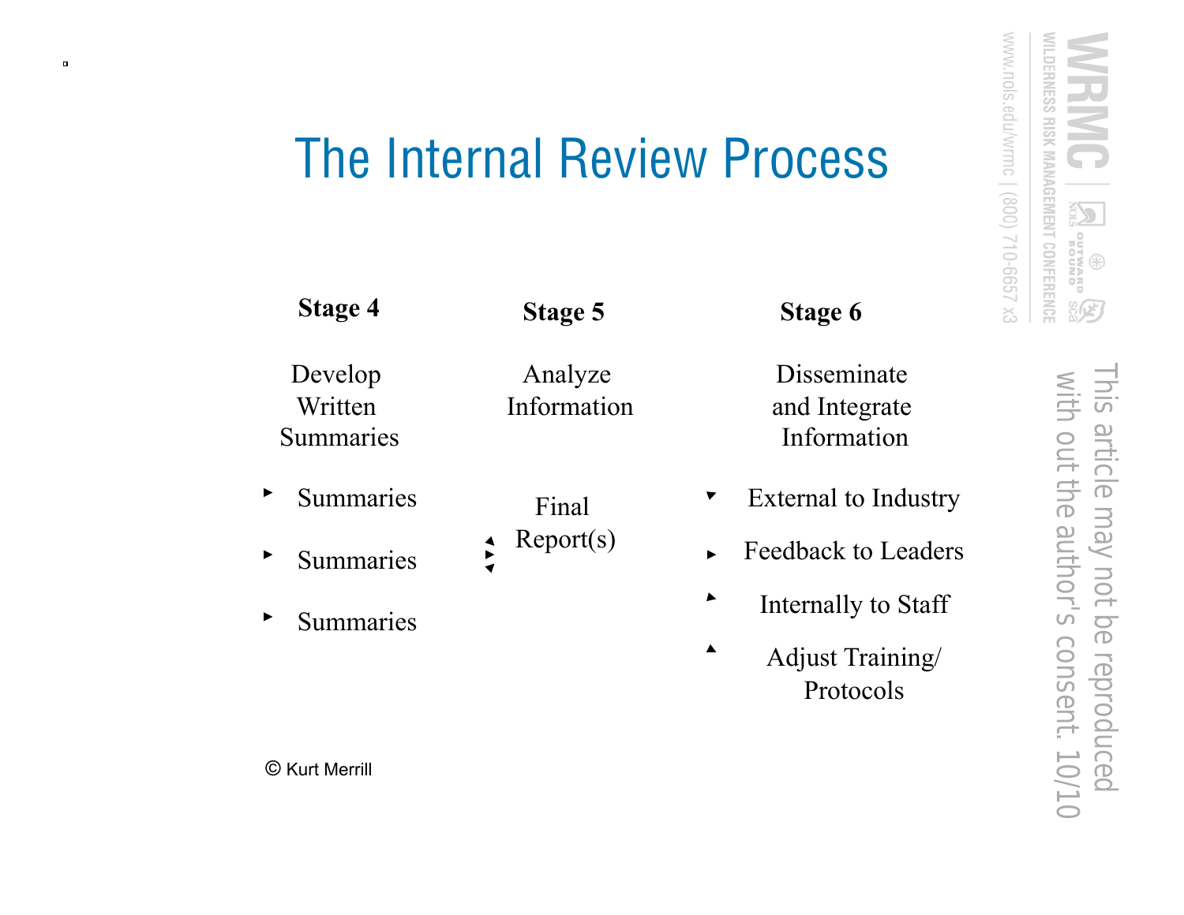# The Internal Review Process

| Stage 4 | Stage 5 | Stage 6 |
| --- | --- | --- |
| Develop Written Summaries | Analyze Information | Disseminate and Integrate Information |

**Stage 4**

Develop Written Summaries

- Summaries
- Summaries
- Summaries

**Stage 5**

Analyze Information

Final Report(s)

**Stage 6**

Disseminate and Integrate Information

- External to Industry
- Feedback to Leaders
- Internally to Staff
- Adjust Training/ Protocols

© Kurt Merrill

This article may not be reproduced with out the author's consent. 10/10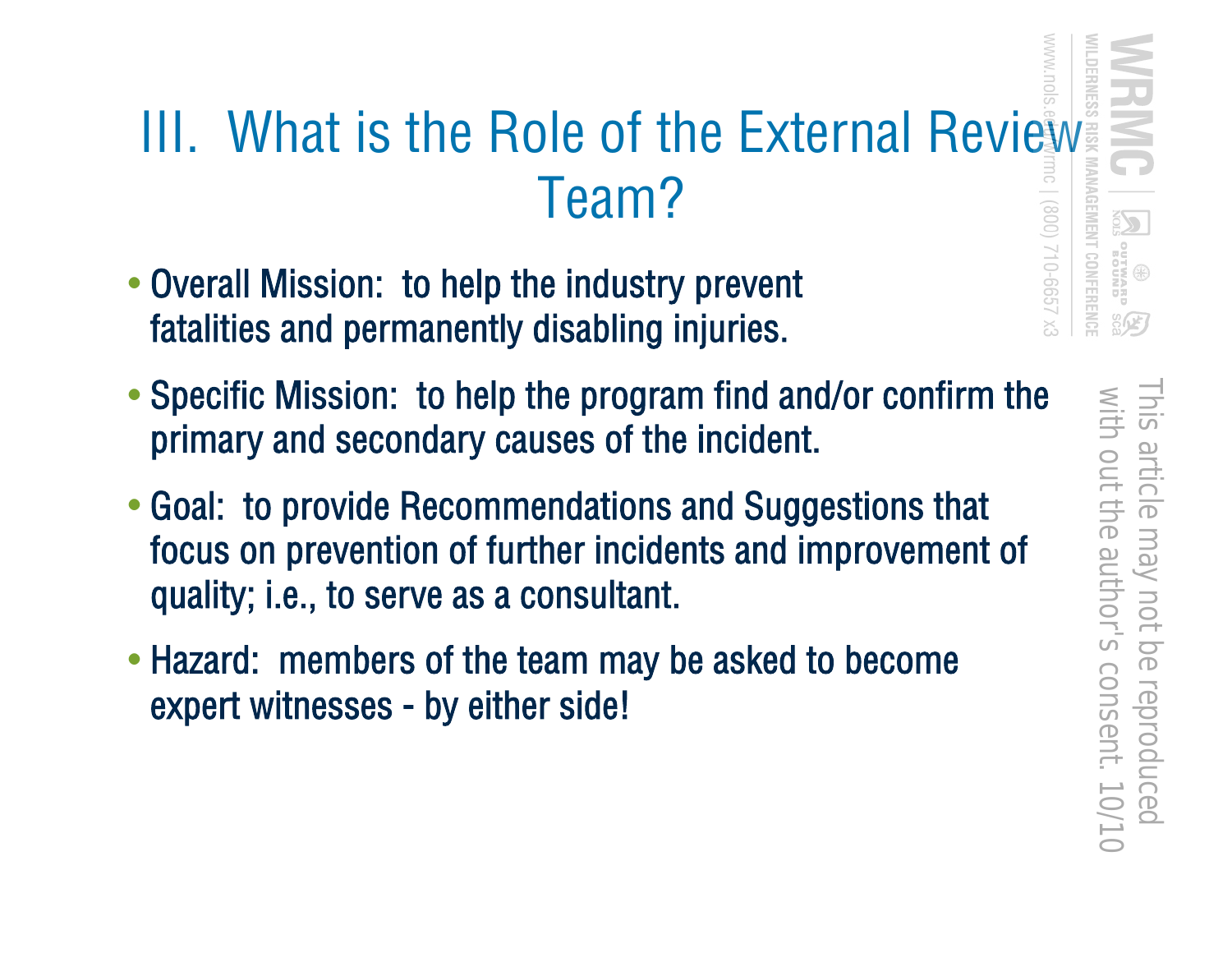# III. What is the Role of the External Review Team?

- Overall Mission: to help the industry prevent fatalities and permanently disabling injuries.
- Specific Mission: to help the program find and/or confirm the primary and secondary causes of the incident.
- Goal: to provide Recommendations and Suggestions that focus on prevention of further incidents and improvement of quality; i.e., to serve as a consultant.
- Hazard: members of the team may be asked to become expert witnesses - by either side!

This article may not be reproduced with out the author's consent. 10/10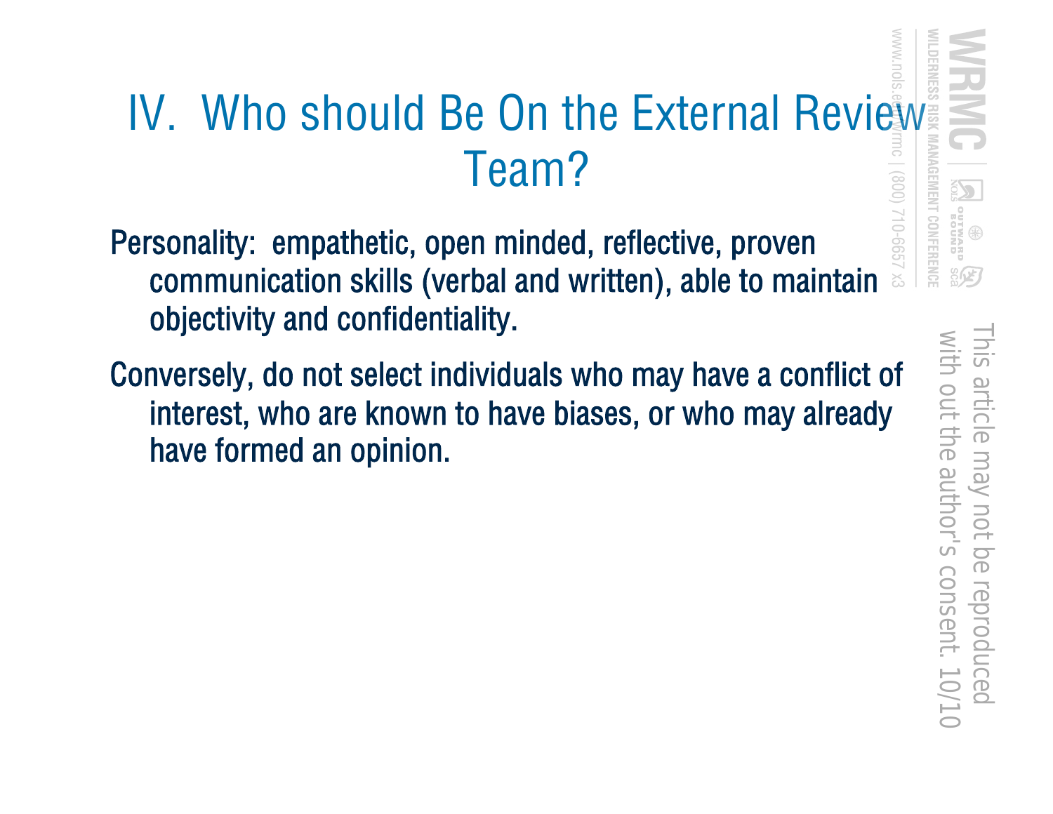# IV. Who should Be On the External Review Team?

Personality: empathetic, open minded, reflective, proven communication skills (verbal and written), able to maintain objectivity and confidentiality.

Conversely, do not select individuals who may have a conflict of interest, who are known to have biases, or who may already have formed an opinion.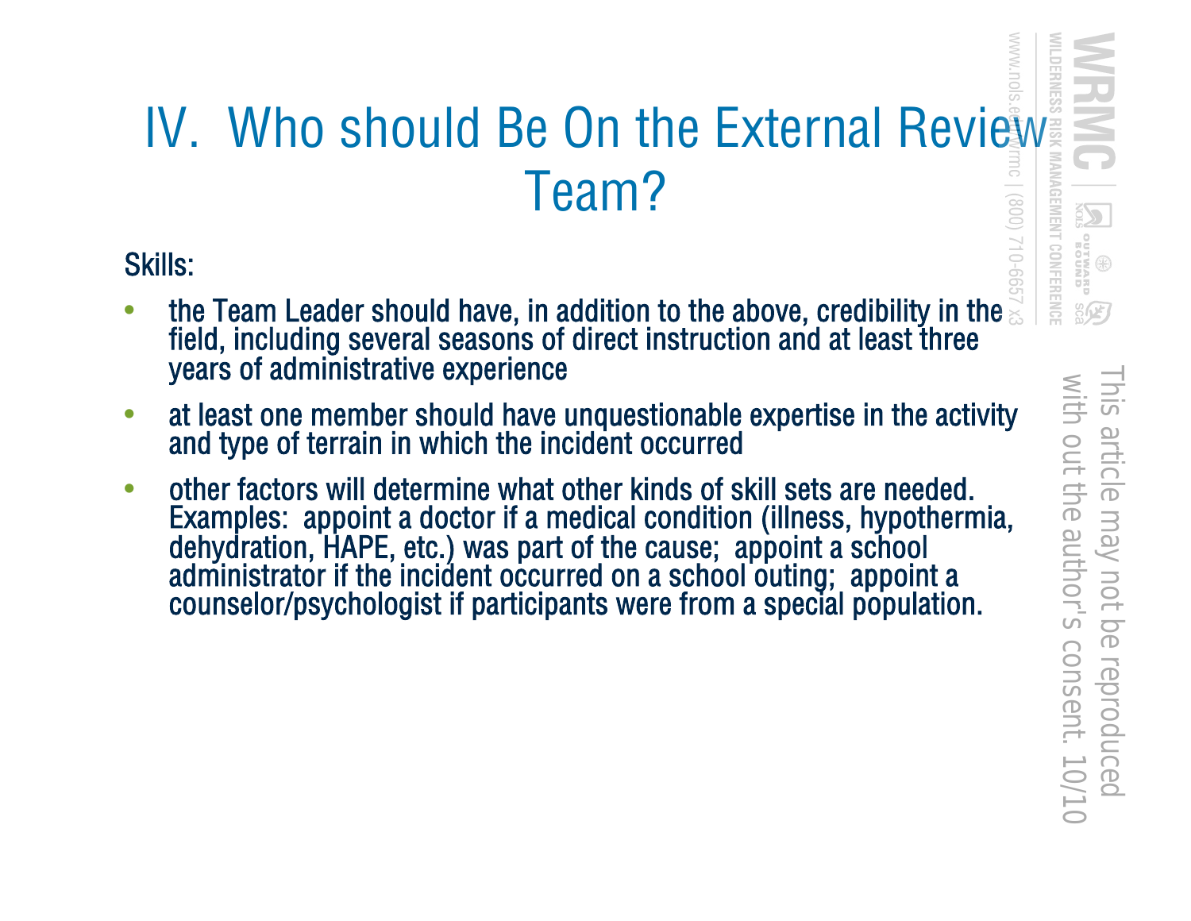# IV. Who should Be On the External Review Team?

Skills:

- the Team Leader should have, in addition to the above, credibility in the field, including several seasons of direct instruction and at least three years of administrative experience
- at least one member should have unquestionable expertise in the activity and type of terrain in which the incident occurred
- other factors will determine what other kinds of skill sets are needed. Examples: appoint a doctor if a medical condition (illness, hypothermia, dehydration, HAPE, etc.) was part of the cause; appoint a school administrator if the incident occurred on a school outing; appoint a counselor/psychologist if participants were from a special population.

This article may not be reproduced with out the author's consent. 10/10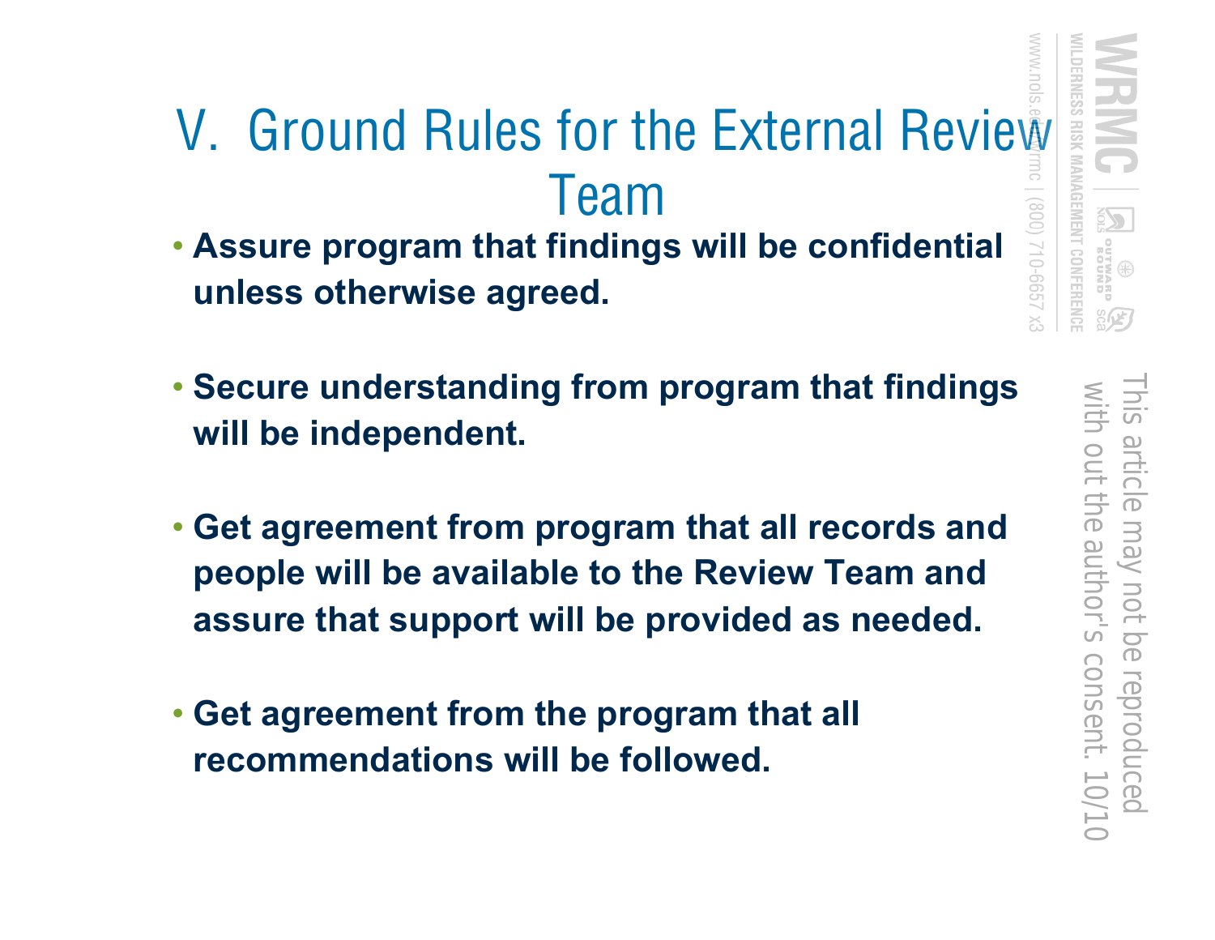# V. Ground Rules for the External Review Team

- **Assure program that findings will be confidential unless otherwise agreed.**
- **Secure understanding from program that findings will be independent.**
- **Get agreement from program that all records and people will be available to the Review Team and assure that support will be provided as needed.**
- **Get agreement from the program that all recommendations will be followed.**

This article may not be reproduced with out the author's consent. 10/10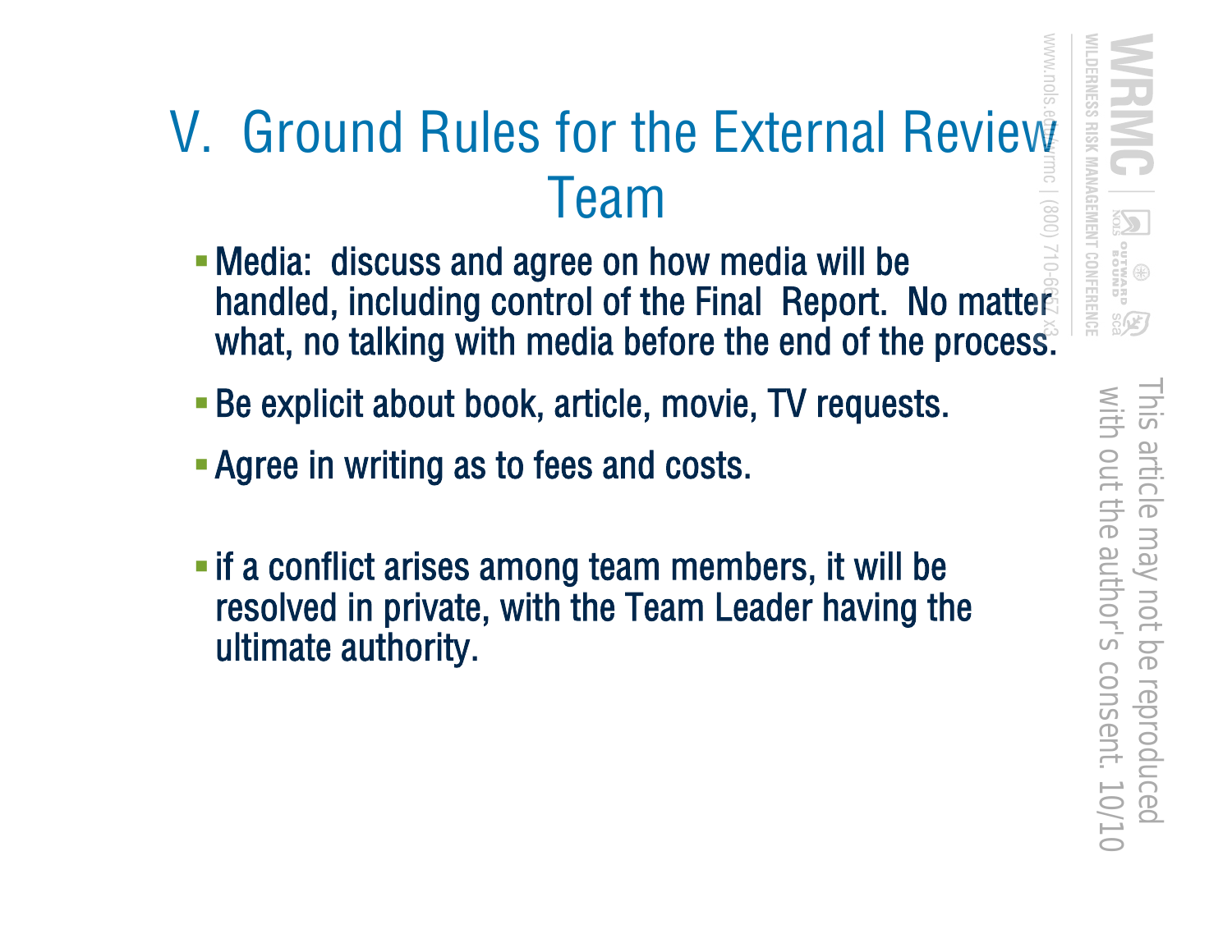# V. Ground Rules for the External Review Team

- Media: discuss and agree on how media will be handled, including control of the Final Report. No matter what, no talking with media before the end of the process.
- Be explicit about book, article, movie, TV requests.
- Agree in writing as to fees and costs.
- if a conflict arises among team members, it will be resolved in private, with the Team Leader having the ultimate authority.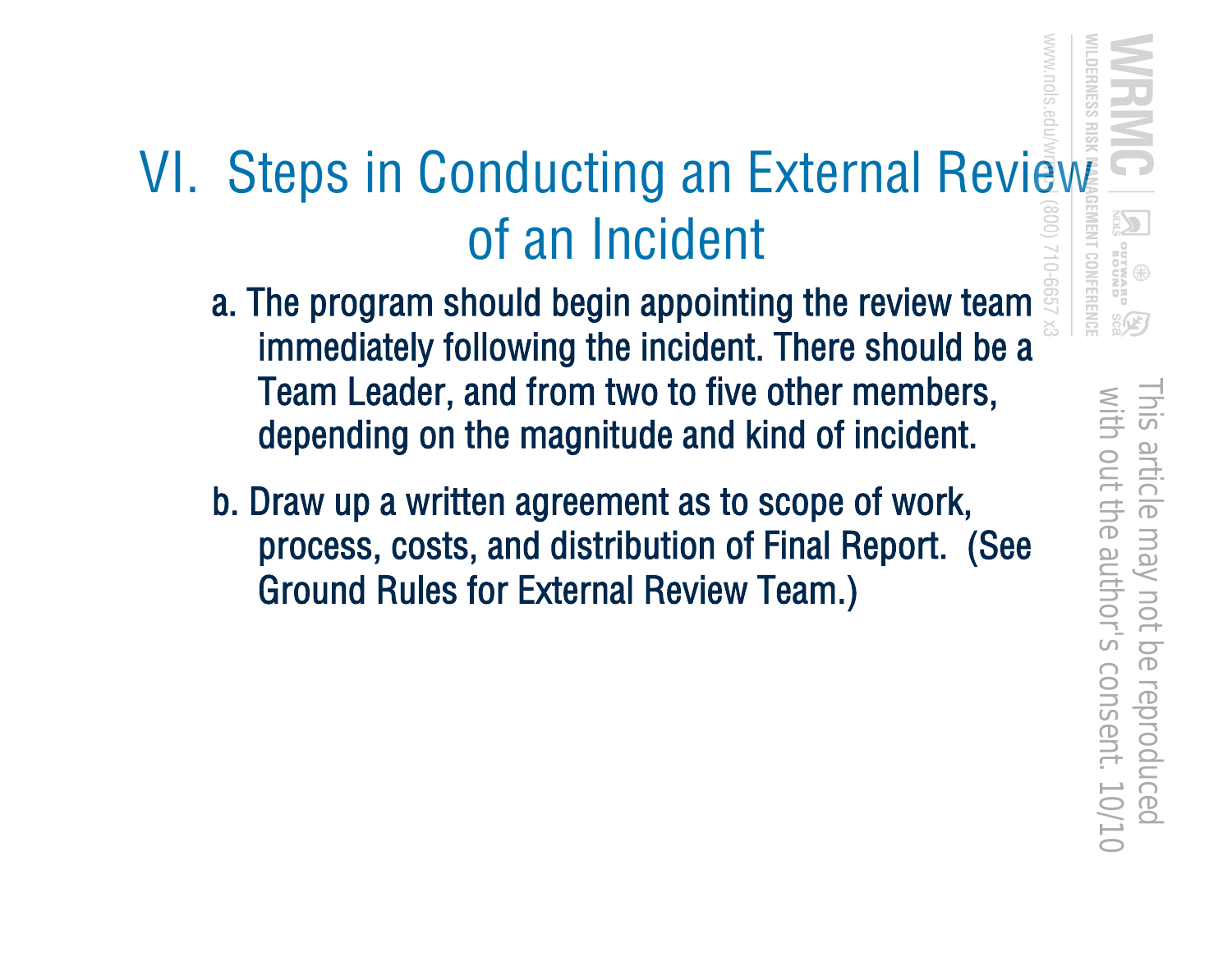# VI. Steps in Conducting an External Review of an Incident

a. The program should begin appointing the review team immediately following the incident. There should be a Team Leader, and from two to five other members, depending on the magnitude and kind of incident.

b. Draw up a written agreement as to scope of work, process, costs, and distribution of Final Report. (See Ground Rules for External Review Team.)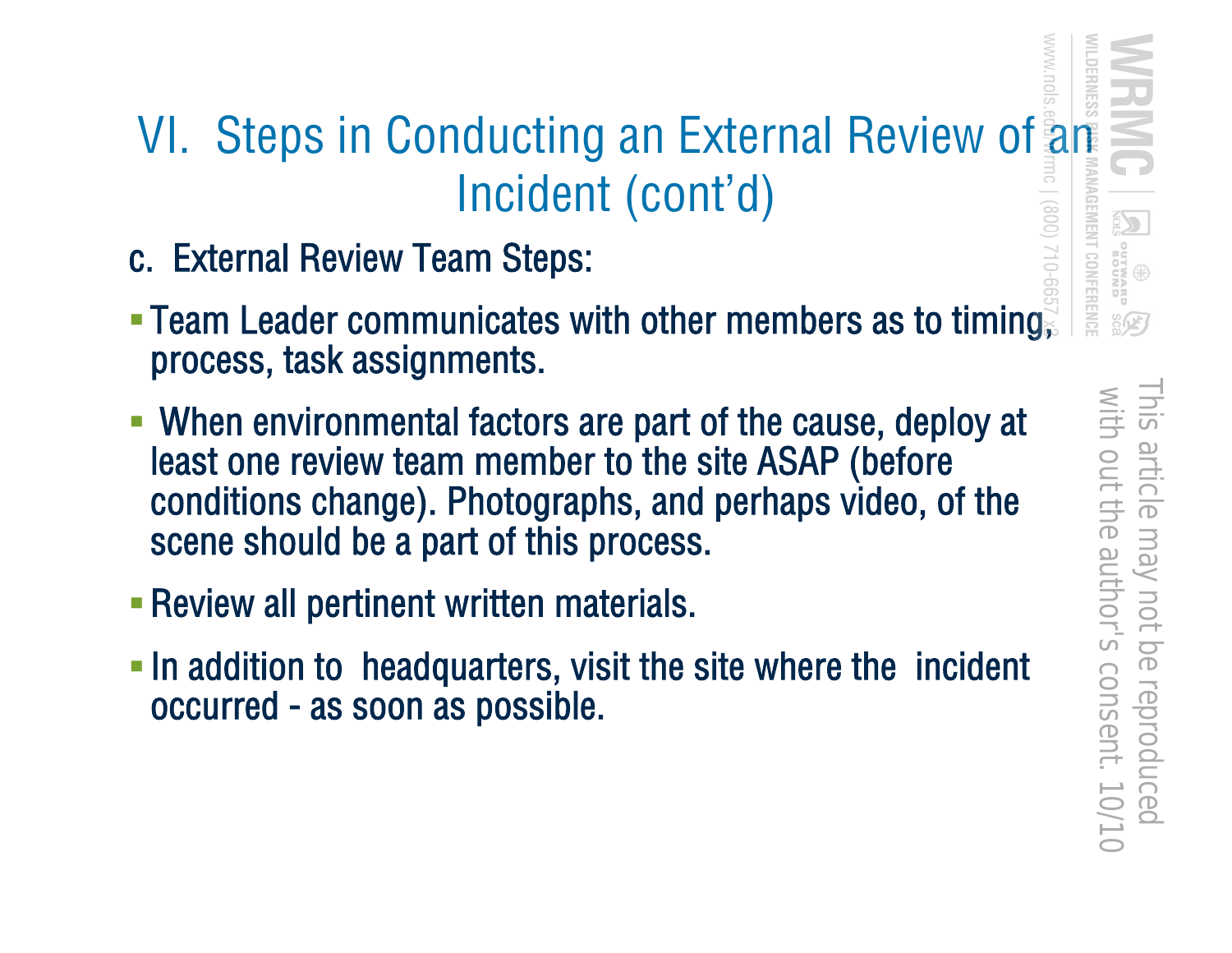# VI. Steps in Conducting an External Review of an Incident (cont'd)

c. External Review Team Steps:

- Team Leader communicates with other members as to timing, process, task assignments.
- When environmental factors are part of the cause, deploy at least one review team member to the site ASAP (before conditions change). Photographs, and perhaps video, of the scene should be a part of this process.
- Review all pertinent written materials.
- In addition to headquarters, visit the site where the incident occurred - as soon as possible.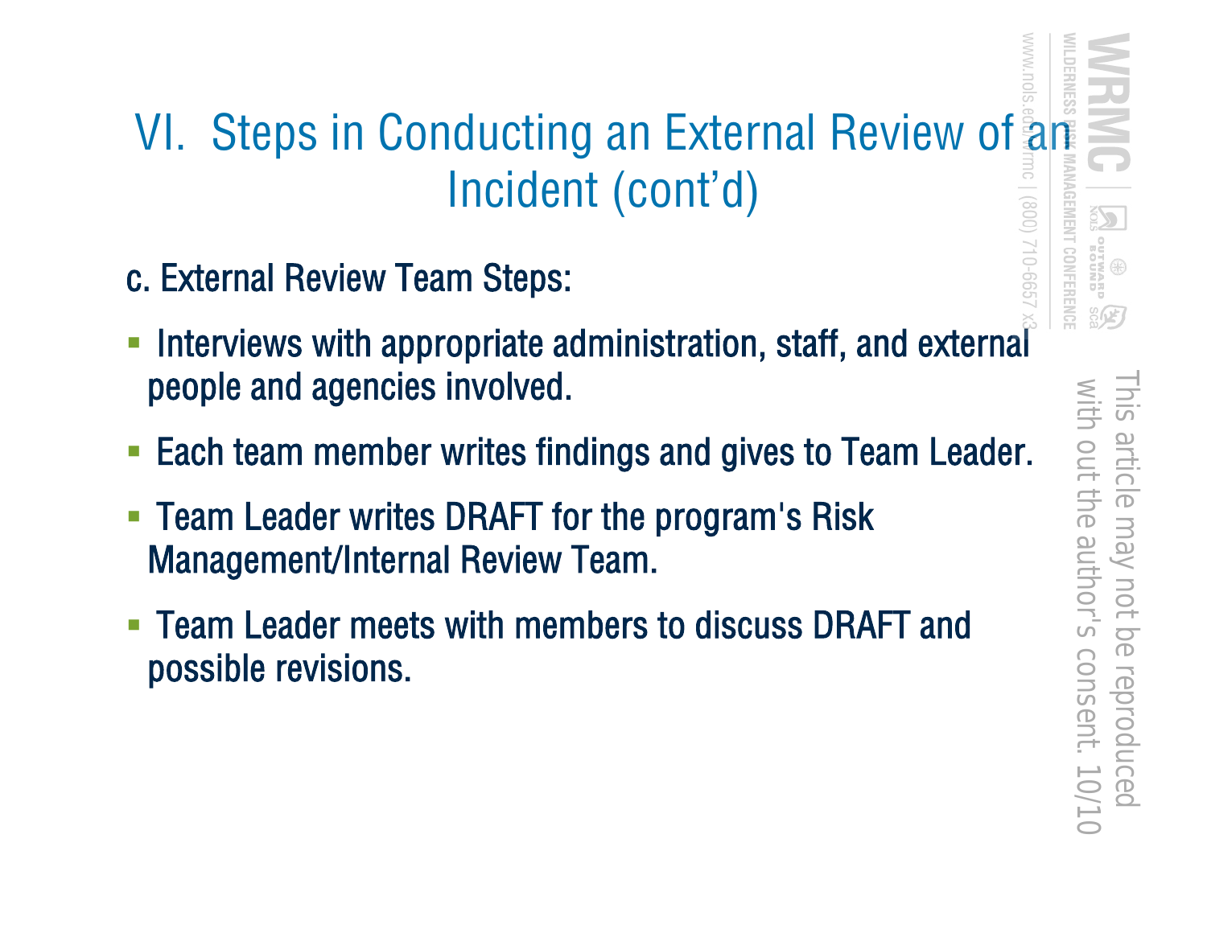# VI. Steps in Conducting an External Review of an Incident (cont'd)

c. External Review Team Steps:

- Interviews with appropriate administration, staff, and external people and agencies involved.
- Each team member writes findings and gives to Team Leader.
- Team Leader writes DRAFT for the program's Risk Management/Internal Review Team.
- Team Leader meets with members to discuss DRAFT and possible revisions.

This article may not be reproduced with out the author's consent. 10/10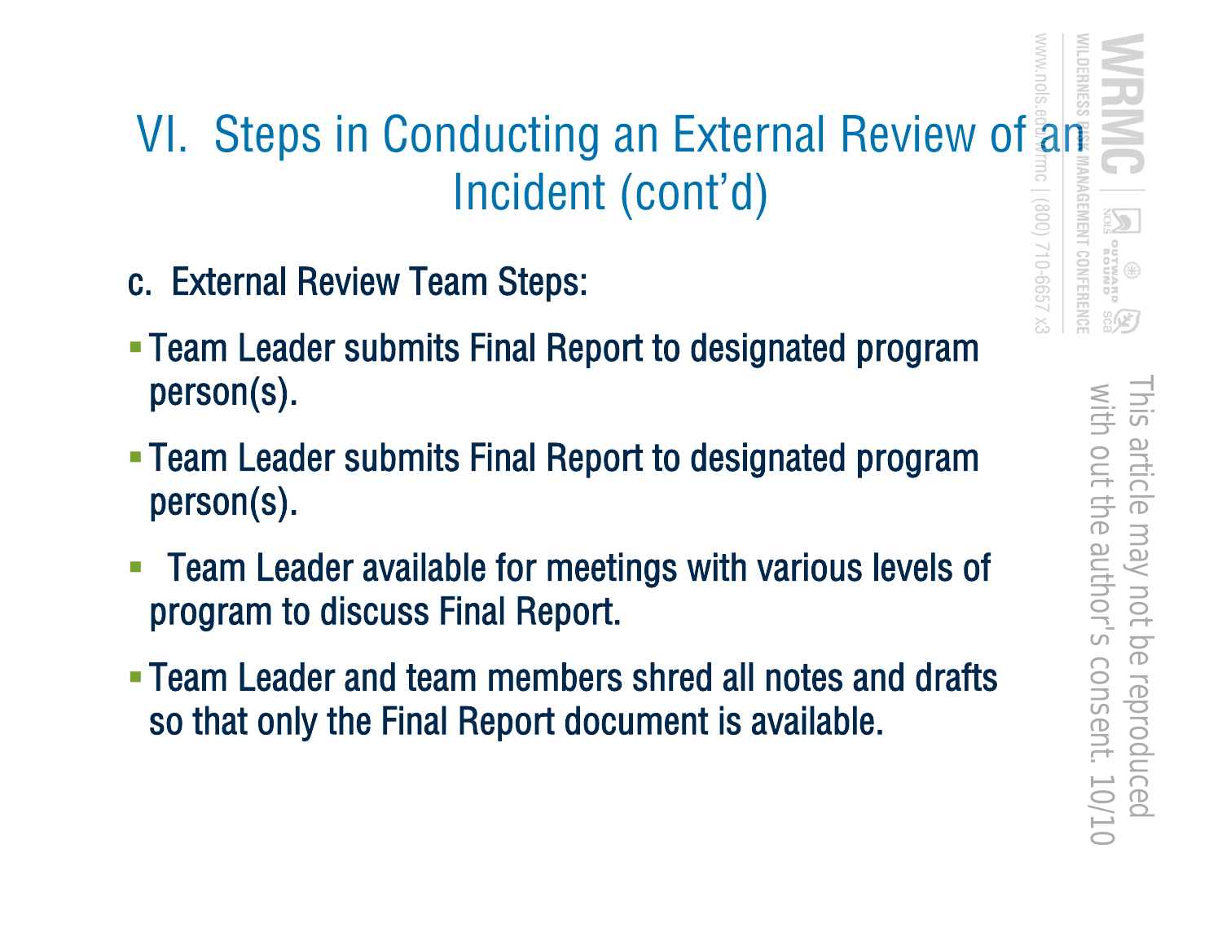# VI. Steps in Conducting an External Review of an Incident (cont'd)

c. External Review Team Steps:

- Team Leader submits Final Report to designated program person(s).
- Team Leader submits Final Report to designated program person(s).
- Team Leader available for meetings with various levels of program to discuss Final Report.
- Team Leader and team members shred all notes and drafts so that only the Final Report document is available.

This article may not be reproduced with out the author's consent. 10/10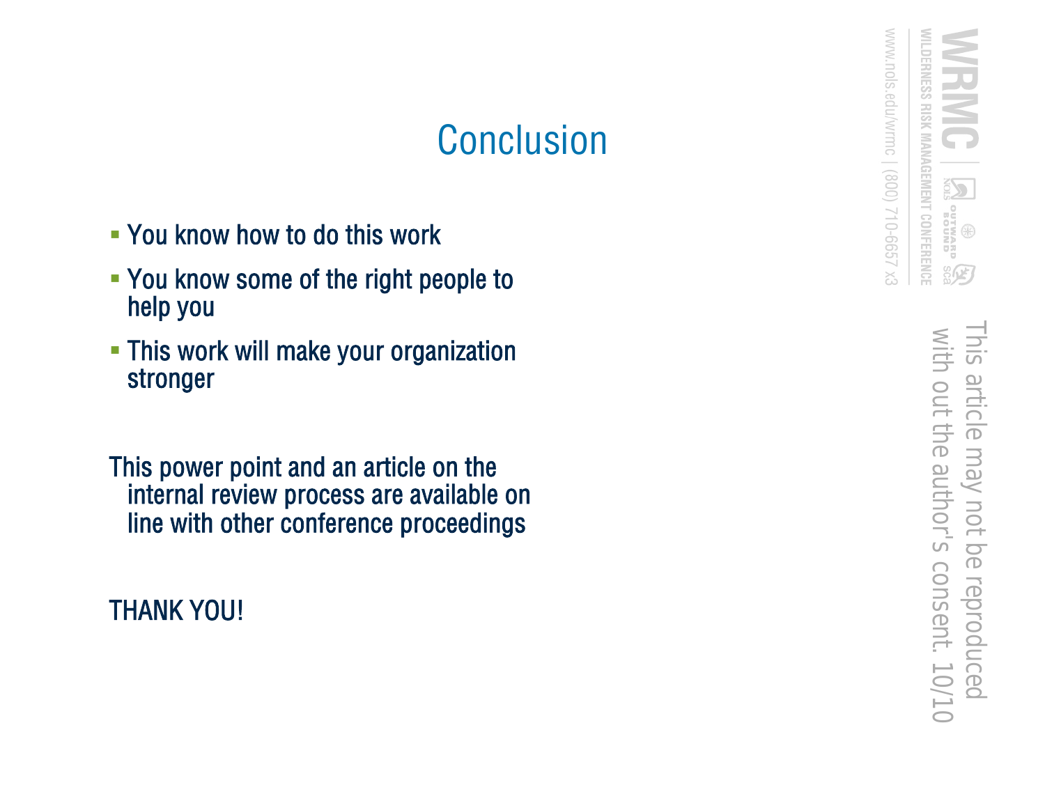# Conclusion

- You know how to do this work
- You know some of the right people to help you
- This work will make your organization stronger

This power point and an article on the internal review process are available on line with other conference proceedings

THANK YOU!